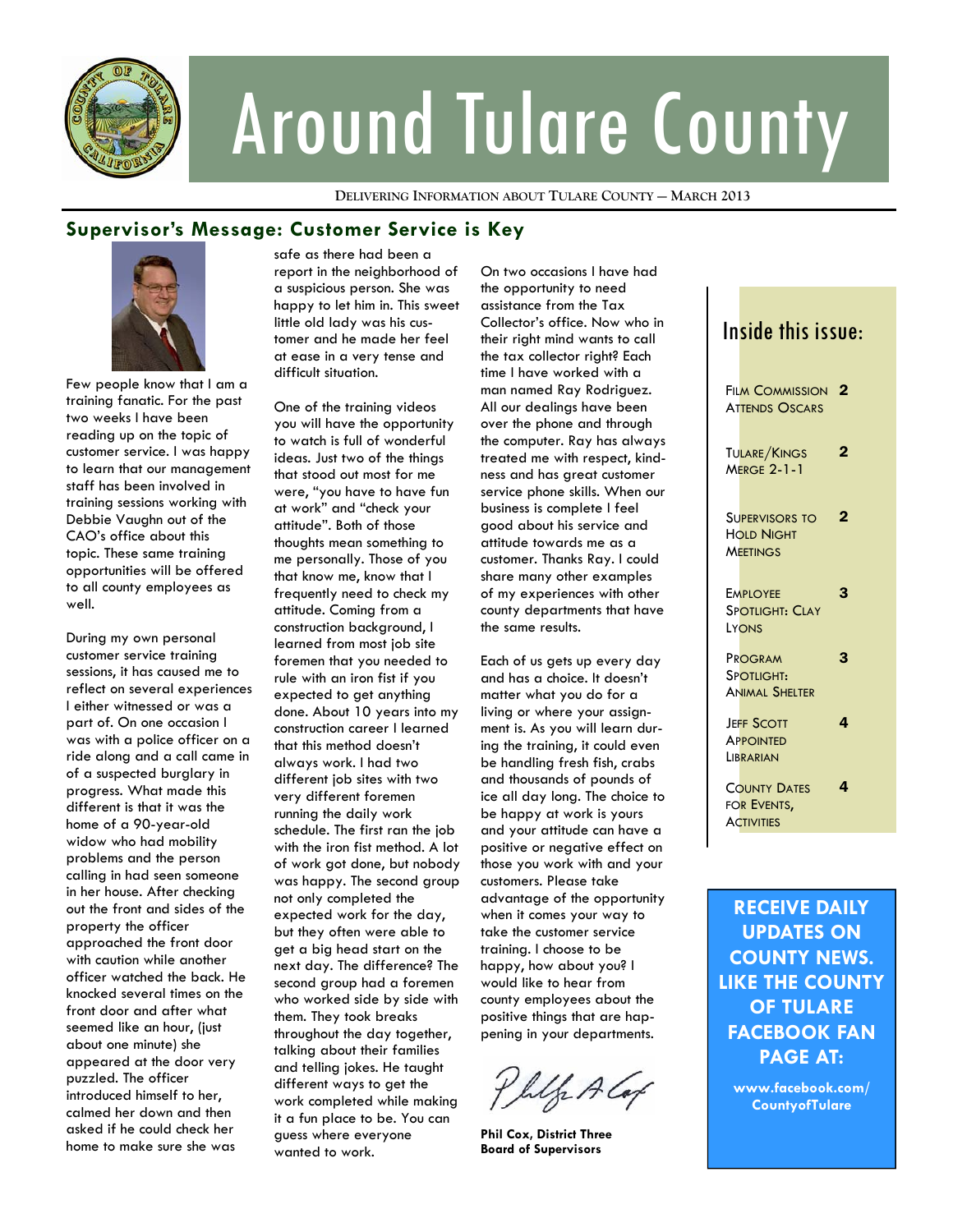# Around Tulare County

DELIVERING INFORMATION ABOUT TULARE COUNTY — MARCH 2013

## Supervisor's Message: Customer Service is Key

Few people know that I am a training fanatic. For the past two weeks I have been reading up on the topic of customer service. I was happy to learn that our management staff has been involved in training sessions working with Debbie Vaughn out of the CAO's office about this topic. These same training opportunities will be offered to all county employees as well.

During my own personal customer service training sessions, it has caused me to reflect on several experiences I either witnessed or was a part of. On one occasion I was with a police officer on a ride along and a call came in of a suspected burglary in progress. What made this different is that it was the home of a 90-year-old widow who had mobility problems and the person calling in had seen someone in her house. After checking out the front and sides of the property the officer approached the front door with caution while another officer watched the back. He knocked several times on the front door and after what seemed like an hour, (just about one minute) she appeared at the door very puzzled. The officer introduced himself to her, calmed her down and then asked if he could check her home to make sure she was safe as there had been a report in the neighborhood of a suspicious person. She was happy to let him in. This sweet little old lady was his customer and he made her feel at ease in a very tense and difficult situation.

One of the training videos you will have the opportunity to watch is full of wonderful ideas. Just two of the things that stood out most for me were, "you have to have fun at work" and "check your attitude". Both of those thoughts mean something to me personally. Those of you that know me, know that I frequently need to check my attitude. Coming from a construction background, I learned from most job site foremen that you needed to rule with an iron fist if you expected to get anything done. About 10 years into my construction career I learned that this method doesn't always work. I had two different job sites with two very different foremen running the daily work schedule. The first ran the job with the iron fist method. A lot of work got done, but nobody was happy. The second group not only completed the expected work for the day, but they often were able to get a big head start on the next day. The difference? The second group had a foremen who worked side by side with them. They took breaks throughout the day together, talking about their families and telling jokes. He taught different ways to get the work completed while making it a fun place to be. You can guess where everyone wanted to work.

On two occasions I have had the opportunity to need assistance from the Tax Collector's office. Now who in their right mind wants to call the tax collector right? Each time I have worked with a man named Ray Rodriguez. All our dealings have been over the phone and through the computer. Ray has always treated me with respect, kindness and has great customer service phone skills. When our business is complete I feel good about his service and attitude towards me as a customer. Thanks Ray. I could share many other examples of my experiences with other county departments that have the same results.

Each of us gets up every day and has a choice. It doesn't matter what you do for a living or where your assignment is. As you will learn during the training, it could even be handling fresh fish, crabs and thousands of pounds of ice all day long. The choice to be happy at work is yours and your attitude can have a positive or negative effect on those you work with and your customers. Please take advantage of the opportunity when it comes your way to take the customer service training. I choose to be happy, how about you? I would like to hear from county employees about the positive things that are happening in your departments.

**Phil Cox, District Three**
**Board of Supervisors**

## Inside this issue:

| | |
|---|---|
| Film Commission Attends Oscars | 2 |
| Tulare/Kings Merge 2-1-1 | 2 |
| Supervisors to Hold Night Meetings | 2 |
| Employee Spotlight: Clay Lyons | 3 |
| Program Spotlight: Animal Shelter | 3 |
| Jeff Scott Appointed Librarian | 4 |
| County Dates for Events, Activities | 4 |

**RECEIVE DAILY UPDATES ON COUNTY NEWS. LIKE THE COUNTY OF TULARE FACEBOOK FAN PAGE AT:**

**www.facebook.com/CountyofTulare**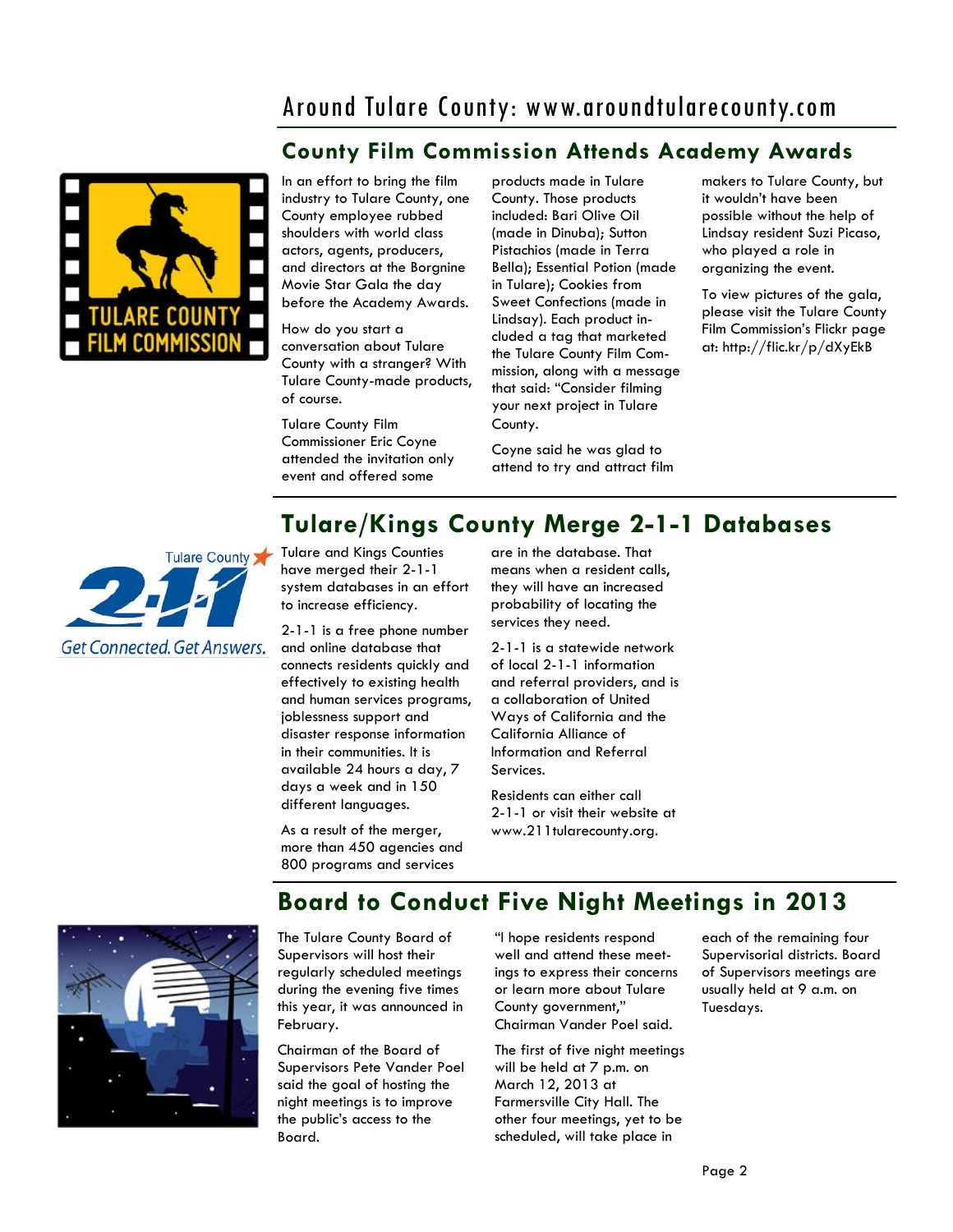# Around Tulare County: www.aroundtularecounty.com

## County Film Commission Attends Academy Awards

In an effort to bring the film industry to Tulare County, one County employee rubbed shoulders with world class actors, agents, producers, and directors at the Borgnine Movie Star Gala the day before the Academy Awards.

How do you start a conversation about Tulare County with a stranger? With Tulare County-made products, of course.

Tulare County Film Commissioner Eric Coyne attended the invitation only event and offered some products made in Tulare County. Those products included: Bari Olive Oil (made in Dinuba); Sutton Pistachios (made in Terra Bella); Essential Potion (made in Tulare); Cookies from Sweet Confections (made in Lindsay). Each product included a tag that marketed the Tulare County Film Commission, along with a message that said: "Consider filming your next project in Tulare County.

Coyne said he was glad to attend to try and attract film makers to Tulare County, but it wouldn't have been possible without the help of Lindsay resident Suzi Picaso, who played a role in organizing the event.

To view pictures of the gala, please visit the Tulare County Film Commission's Flickr page at: http://flic.kr/p/dXyEkB

## Tulare/Kings County Merge 2-1-1 Databases

Tulare and Kings Counties have merged their 2-1-1 system databases in an effort to increase efficiency.

2-1-1 is a free phone number and online database that connects residents quickly and effectively to existing health and human services programs, joblessness support and disaster response information in their communities. It is available 24 hours a day, 7 days a week and in 150 different languages.

As a result of the merger, more than 450 agencies and 800 programs and services are in the database. That means when a resident calls, they will have an increased probability of locating the services they need.

2-1-1 is a statewide network of local 2-1-1 information and referral providers, and is a collaboration of United Ways of California and the California Alliance of Information and Referral Services.

Residents can either call 2-1-1 or visit their website at www.211tularecounty.org.

## Board to Conduct Five Night Meetings in 2013

The Tulare County Board of Supervisors will host their regularly scheduled meetings during the evening five times this year, it was announced in February.

Chairman of the Board of Supervisors Pete Vander Poel said the goal of hosting the night meetings is to improve the public's access to the Board.

"I hope residents respond well and attend these meetings to express their concerns or learn more about Tulare County government," Chairman Vander Poel said.

The first of five night meetings will be held at 7 p.m. on March 12, 2013 at Farmersville City Hall. The other four meetings, yet to be scheduled, will take place in each of the remaining four Supervisorial districts. Board of Supervisors meetings are usually held at 9 a.m. on Tuesdays.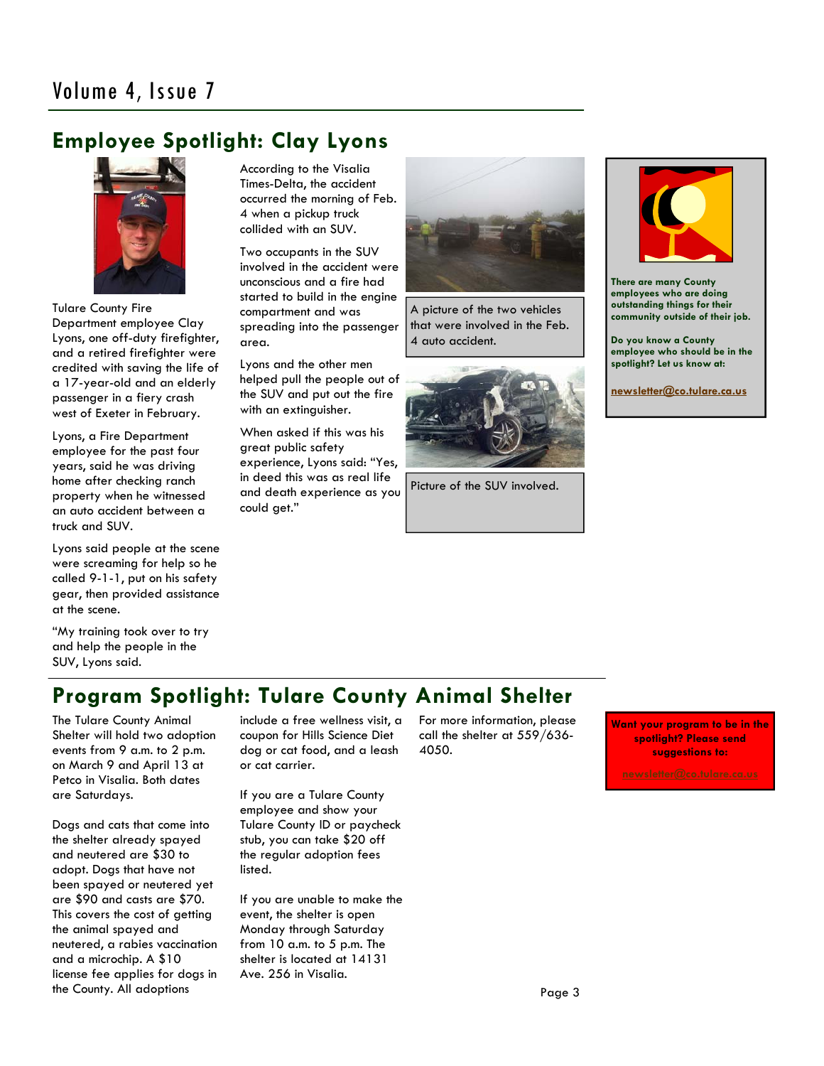## Employee Spotlight: Clay Lyons

Tulare County Fire Department employee Clay Lyons, one off-duty firefighter, and a retired firefighter were credited with saving the life of a 17-year-old and an elderly passenger in a fiery crash west of Exeter in February.

Lyons, a Fire Department employee for the past four years, said he was driving home after checking ranch property when he witnessed an auto accident between a truck and SUV.

Lyons said people at the scene were screaming for help so he called 9-1-1, put on his safety gear, then provided assistance at the scene.

"My training took over to try and help the people in the SUV, Lyons said.

According to the Visalia Times-Delta, the accident occurred the morning of Feb. 4 when a pickup truck collided with an SUV.

Two occupants in the SUV involved in the accident were unconscious and a fire had started to build in the engine compartment and was spreading into the passenger area.

Lyons and the other men helped pull the people out of the SUV and put out the fire with an extinguisher.

When asked if this was his great public safety experience, Lyons said: "Yes, in deed this was as real life and death experience as you could get."

A picture of the two vehicles that were involved in the Feb. 4 auto accident.

Picture of the SUV involved.

**There are many County employees who are doing outstanding things for their community outside of their job.**

**Do you know a County employee who should be in the spotlight? Let us know at:**

**newsletter@co.tulare.ca.us**

## Program Spotlight: Tulare County Animal Shelter

The Tulare County Animal Shelter will hold two adoption events from 9 a.m. to 2 p.m. on March 9 and April 13 at Petco in Visalia. Both dates are Saturdays.

Dogs and cats that come into the shelter already spayed and neutered are $30 to adopt. Dogs that have not been spayed or neutered yet are $90 and casts are $70. This covers the cost of getting the animal spayed and neutered, a rabies vaccination and a microchip. A $10 license fee applies for dogs in the County. All adoptions include a free wellness visit, a coupon for Hills Science Diet dog or cat food, and a leash or cat carrier.

If you are a Tulare County employee and show your Tulare County ID or paycheck stub, you can take $20 off the regular adoption fees listed.

If you are unable to make the event, the shelter is open Monday through Saturday from 10 a.m. to 5 p.m. The shelter is located at 14131 Ave. 256 in Visalia.

For more information, please call the shelter at 559/636-4050.

**Want your program to be in the spotlight? Please send suggestions to:**

**newsletter@co.tulare.ca.us**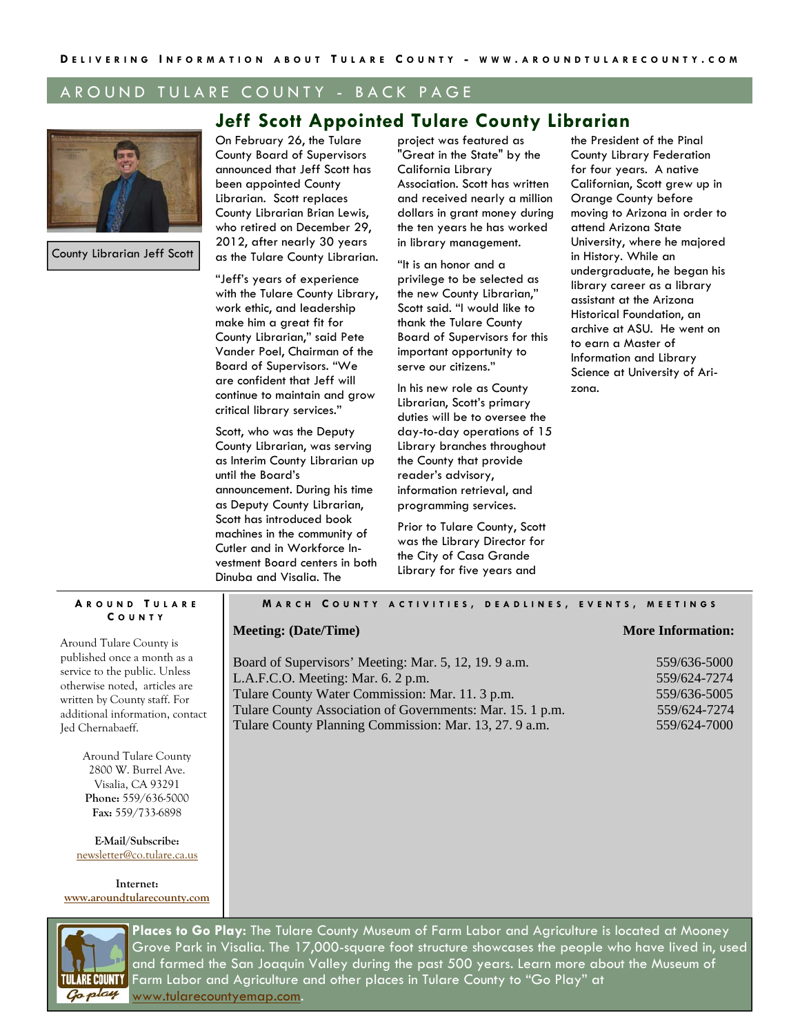## AROUND TULARE COUNTY - BACK PAGE

# Jeff Scott Appointed Tulare County Librarian

County Librarian Jeff Scott

On February 26, the Tulare County Board of Supervisors announced that Jeff Scott has been appointed County Librarian. Scott replaces County Librarian Brian Lewis, who retired on December 29, 2012, after nearly 30 years as the Tulare County Librarian.

"Jeff's years of experience with the Tulare County Library, work ethic, and leadership make him a great fit for County Librarian," said Pete Vander Poel, Chairman of the Board of Supervisors. "We are confident that Jeff will continue to maintain and grow critical library services."

Scott, who was the Deputy County Librarian, was serving as Interim County Librarian up until the Board's announcement. During his time as Deputy County Librarian, Scott has introduced book machines in the community of Cutler and in Workforce Investment Board centers in both Dinuba and Visalia. The project was featured as "Great in the State" by the California Library Association. Scott has written and received nearly a million dollars in grant money during the ten years he has worked in library management.

"It is an honor and a privilege to be selected as the new County Librarian," Scott said. "I would like to thank the Tulare County Board of Supervisors for this important opportunity to serve our citizens."

In his new role as County Librarian, Scott's primary duties will be to oversee the day-to-day operations of 15 Library branches throughout the County that provide reader's advisory, information retrieval, and programming services.

Prior to Tulare County, Scott was the Library Director for the City of Casa Grande Library for five years and the President of the Pinal County Library Federation for four years. A native Californian, Scott grew up in Orange County before moving to Arizona in order to attend Arizona State University, where he majored in History. While an undergraduate, he began his library career as a library assistant at the Arizona Historical Foundation, an archive at ASU. He went on to earn a Master of Information and Library Science at University of Arizona.

### AROUND TULARE COUNTY

Around Tulare County is published once a month as a service to the public. Unless otherwise noted, articles are written by County staff. For additional information, contact Jed Chernabaeff.

Around Tulare County
2800 W. Burrel Ave.
Visalia, CA 93291
**Phone:** 559/636-5000
**Fax:** 559/733-6898

**E-Mail/Subscribe:**
newsletter@co.tulare.ca.us

**Internet:**
www.aroundtularecounty.com

### MARCH COUNTY ACTIVITIES, DEADLINES, EVENTS, MEETINGS

| Meeting: (Date/Time) | More Information: |
|---|---|
| Board of Supervisors' Meeting: Mar. 5, 12, 19. 9 a.m. | 559/636-5000 |
| L.A.F.C.O. Meeting: Mar. 6. 2 p.m. | 559/624-7274 |
| Tulare County Water Commission: Mar. 11. 3 p.m. | 559/636-5005 |
| Tulare County Association of Governments: Mar. 15. 1 p.m. | 559/624-7274 |
| Tulare County Planning Commission: Mar. 13, 27. 9 a.m. | 559/624-7000 |

**Places to Go Play:** The Tulare County Museum of Farm Labor and Agriculture is located at Mooney Grove Park in Visalia. The 17,000-square foot structure showcases the people who have lived in, used and farmed the San Joaquin Valley during the past 500 years. Learn more about the Museum of Farm Labor and Agriculture and other places in Tulare County to "Go Play" at www.tularecountyemap.com.